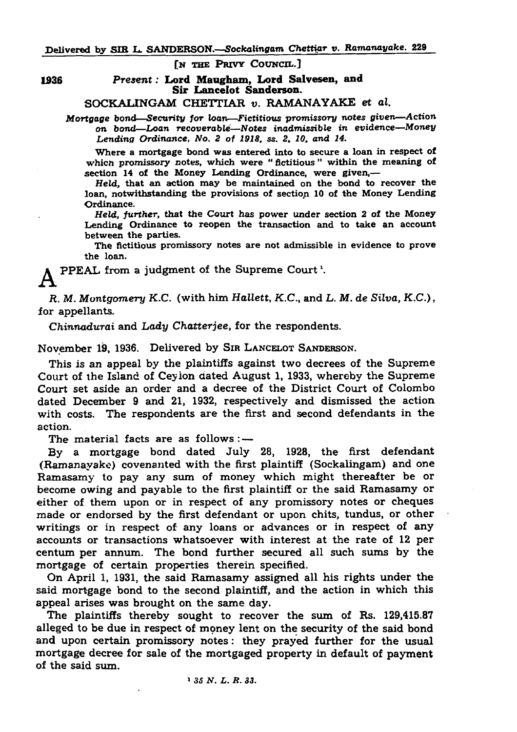[IN THE PRIVY COUNCIL.]

1936

*Present:* **Lord Maugham, Lord Salvesen, and Sir Lancelot Sanderson.**

SOCKALINGAM CHETTIAR *v.* RAMANAYAKE *et al.*

*Mortgage bond—Security for loan—Fictitious promissory notes given—Action on bond—Loan recoverable—Notes inadmissible in evidence—Money Lending Ordinance, No. 2 of 1918, ss. 2, 10, and 14.*

Where a mortgage bond was entered into to secure a loan in respect of which promissory notes, which were "fictitious" within the meaning of section 14 of the Money Lending Ordinance, were given,—

*Held,* that an action may be maintained on the bond to recover the loan, notwithstanding the provisions of section 10 of the Money Lending Ordinance.

*Held, further,* that the Court has power under section 2 of the Money Lending Ordinance to reopen the transaction and to take an account between the parties.

The fictitious promissory notes are not admissible in evidence to prove the loan.

APPEAL from a judgment of the Supreme Court[1].

*R. M. Montgomery* K.C. (with him *Hallett,* K.C., and *L. M. de Silva,* K.C.), for appellants.

*Chinnadurai* and *Lady Chatterjee,* for the respondents.

November 19, 1936. Delivered by SIR LANCELOT SANDERSON.

This is an appeal by the plaintiffs against two decrees of the Supreme Court of the Island of Ceylon dated August 1, 1933, whereby the Supreme Court set aside an order and a decree of the District Court of Colombo dated December 9 and 21, 1932, respectively and dismissed the action with costs. The respondents are the first and second defendants in the action.

The material facts are as follows:—

By a mortgage bond dated July 28, 1928, the first defendant (Ramanayake) covenanted with the first plaintiff (Sockalingam) and one Ramasamy to pay any sum of money which might thereafter be or become owing and payable to the first plaintiff or the said Ramasamy or either of them upon or in respect of any promissory notes or cheques made or endorsed by the first defendant or upon chits, tundus, or other writings or in respect of any loans or advances or in respect of any accounts or transactions whatsoever with interest at the rate of 12 per centum per annum. The bond further secured all such sums by the mortgage of certain properties therein specified.

On April 1, 1931, the said Ramasamy assigned all his rights under the said mortgage bond to the second plaintiff, and the action in which this appeal arises was brought on the same day.

The plaintiffs thereby sought to recover the sum of Rs. 129,415.87 alleged to be due in respect of money lent on the security of the said bond and upon certain promissory notes: they prayed further for the usual mortgage decree for sale of the mortgaged property in default of payment of the said sum.

[1] *35 N. L. R. 33.*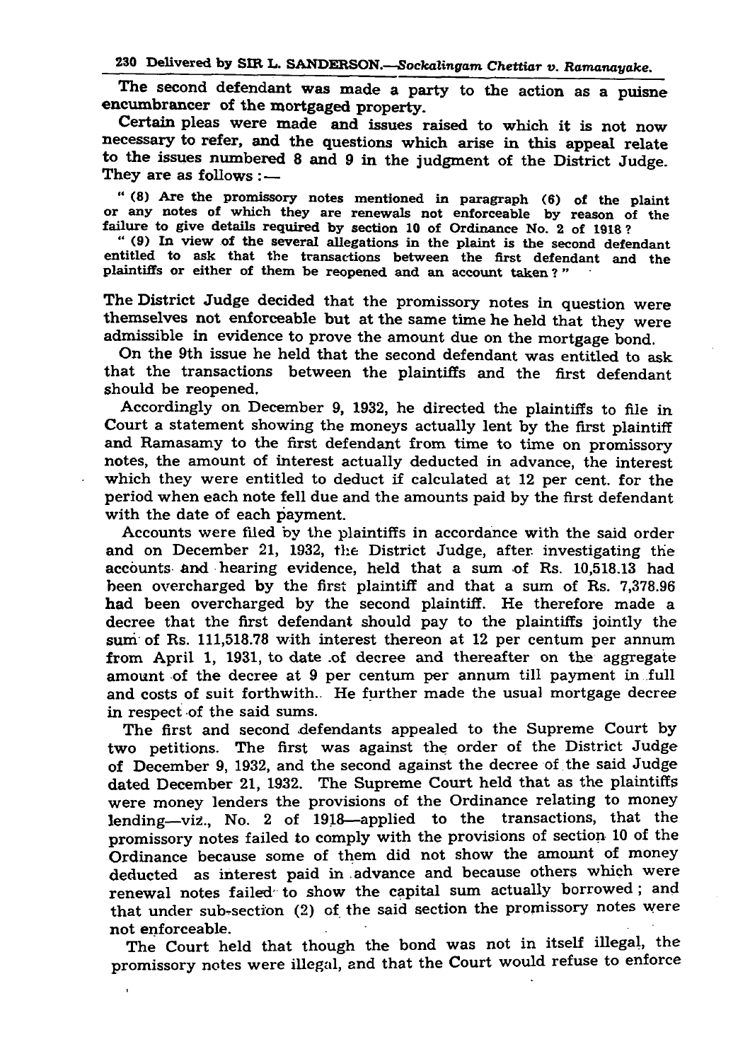The second defendant was made a party to the action as a puisne encumbrancer of the mortgaged property.

Certain pleas were made and issues raised to which it is not now necessary to refer, and the questions which arise in this appeal relate to the issues numbered 8 and 9 in the judgment of the District Judge. They are as follows :—

> " (8) Are the promissory notes mentioned in paragraph (6) of the plaint or any notes of which they are renewals not enforceable by reason of the failure to give details required by section 10 of Ordinance No. 2 of 1918 ?
>
> " (9) In view of the several allegations in the plaint is the second defendant entitled to ask that the transactions between the first defendant and the plaintiffs or either of them be reopened and an account taken ? "

The District Judge decided that the promissory notes in question were themselves not enforceable but at the same time he held that they were admissible in evidence to prove the amount due on the mortgage bond.

On the 9th issue he held that the second defendant was entitled to ask that the transactions between the plaintiffs and the first defendant should be reopened.

Accordingly on December 9, 1932, he directed the plaintiffs to file in Court a statement showing the moneys actually lent by the first plaintiff and Ramasamy to the first defendant from time to time on promissory notes, the amount of interest actually deducted in advance, the interest which they were entitled to deduct if calculated at 12 per cent. for the period when each note fell due and the amounts paid by the first defendant with the date of each payment.

Accounts were filed by the plaintiffs in accordance with the said order and on December 21, 1932, the District Judge, after investigating the accounts and hearing evidence, held that a sum of Rs. 10,518.13 had been overcharged by the first plaintiff and that a sum of Rs. 7,378.96 had been overcharged by the second plaintiff. He therefore made a decree that the first defendant should pay to the plaintiffs jointly the sum of Rs. 111,518.78 with interest thereon at 12 per centum per annum from April 1, 1931, to date of decree and thereafter on the aggregate amount of the decree at 9 per centum per annum till payment in full and costs of suit forthwith. He further made the usual mortgage decree in respect of the said sums.

The first and second defendants appealed to the Supreme Court by two petitions. The first was against the order of the District Judge of December 9, 1932, and the second against the decree of the said Judge dated December 21, 1932. The Supreme Court held that as the plaintiffs were money lenders the provisions of the Ordinance relating to money lending—viz., No. 2 of 1918—applied to the transactions, that the promissory notes failed to comply with the provisions of section 10 of the Ordinance because some of them did not show the amount of money deducted as interest paid in advance and because others which were renewal notes failed to show the capital sum actually borrowed ; and that under sub-section (2) of the said section the promissory notes were not enforceable.

The Court held that though the bond was not in itself illegal, the promissory notes were illegal, and that the Court would refuse to enforce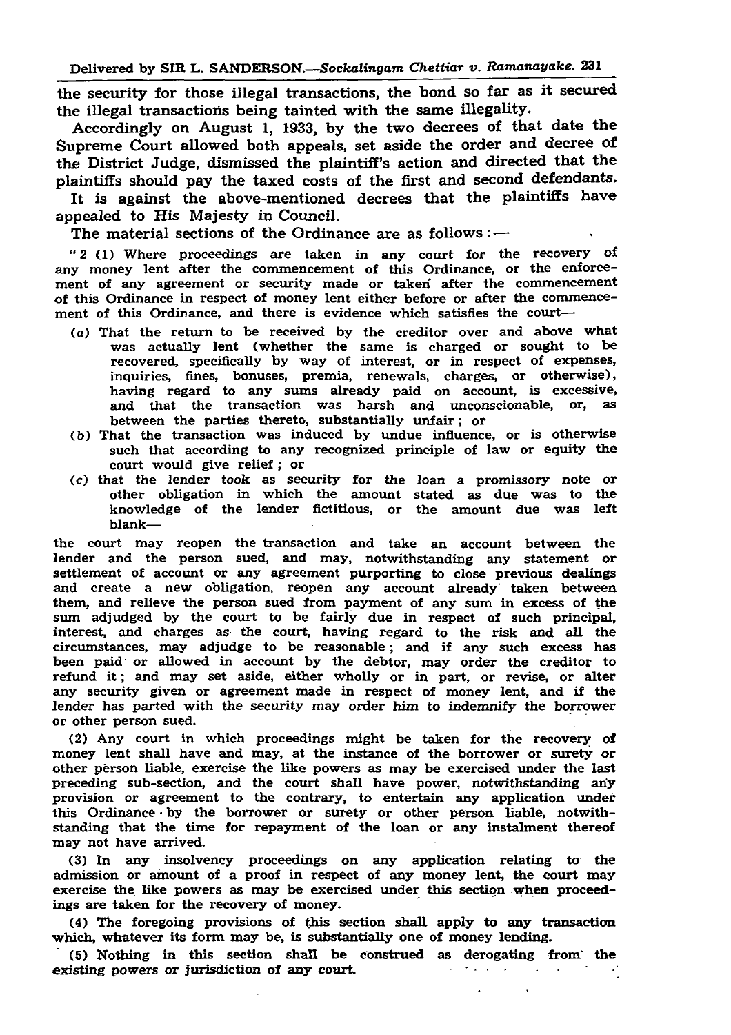the security for those illegal transactions, the bond so far as it secured the illegal transactions being tainted with the same illegality.

Accordingly on August 1, 1933, by the two decrees of that date the Supreme Court allowed both appeals, set aside the order and decree of the District Judge, dismissed the plaintiff's action and directed that the plaintiffs should pay the taxed costs of the first and second defendants.

It is against the above-mentioned decrees that the plaintiffs have appealed to His Majesty in Council.

The material sections of the Ordinance are as follows:—

"2 (1) Where proceedings are taken in any court for the recovery of any money lent after the commencement of this Ordinance, or the enforcement of any agreement or security made or taken after the commencement of this Ordinance in respect of money lent either before or after the commencement of this Ordinance, and there is evidence which satisfies the court—

(a) That the return to be received by the creditor over and above what was actually lent (whether the same is charged or sought to be recovered, specifically by way of interest, or in respect of expenses, inquiries, fines, bonuses, premia, renewals, charges, or otherwise), having regard to any sums already paid on account, is excessive, and that the transaction was harsh and unconscionable, or, as between the parties thereto, substantially unfair; or

(b) That the transaction was induced by undue influence, or is otherwise such that according to any recognized principle of law or equity the court would give relief; or

(c) that the lender took as security for the loan a promissory note or other obligation in which the amount stated as due was to the knowledge of the lender fictitious, or the amount due was left blank—

the court may reopen the transaction and take an account between the lender and the person sued, and may, notwithstanding any statement or settlement of account or any agreement purporting to close previous dealings and create a new obligation, reopen any account already taken between them, and relieve the person sued from payment of any sum in excess of the sum adjudged by the court to be fairly due in respect of such principal, interest, and charges as the court, having regard to the risk and all the circumstances, may adjudge to be reasonable; and if any such excess has been paid or allowed in account by the debtor, may order the creditor to refund it; and may set aside, either wholly or in part, or revise, or alter any security given or agreement made in respect of money lent, and if the lender has parted with the security may order him to indemnify the borrower or other person sued.

(2) Any court in which proceedings might be taken for the recovery of money lent shall have and may, at the instance of the borrower or surety or other person liable, exercise the like powers as may be exercised under the last preceding sub-section, and the court shall have power, notwithstanding any provision or agreement to the contrary, to entertain any application under this Ordinance by the borrower or surety or other person liable, notwithstanding that the time for repayment of the loan or any instalment thereof may not have arrived.

(3) In any insolvency proceedings on any application relating to the admission or amount of a proof in respect of any money lent, the court may exercise the like powers as may be exercised under this section when proceedings are taken for the recovery of money.

(4) The foregoing provisions of this section shall apply to any transaction which, whatever its form may be, is substantially one of money lending.

(5) Nothing in this section shall be construed as derogating from the existing powers or jurisdiction of any court.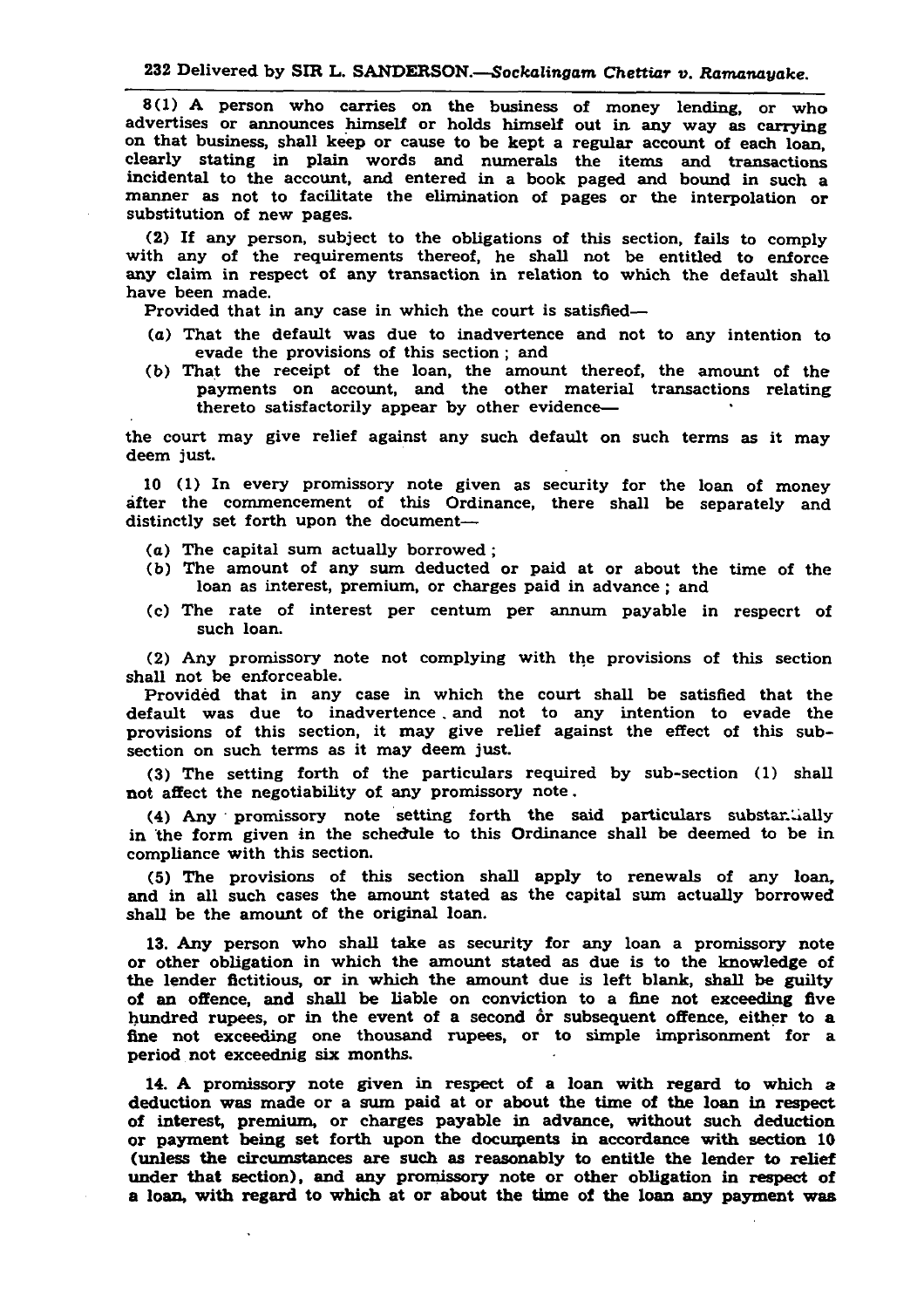8(1) A person who carries on the business of money lending, or who advertises or announces himself or holds himself out in any way as carrying on that business, shall keep or cause to be kept a regular account of each loan, clearly stating in plain words and numerals the items and transactions incidental to the account, and entered in a book paged and bound in such a manner as not to facilitate the elimination of pages or the interpolation or substitution of new pages.

(2) If any person, subject to the obligations of this section, fails to comply with any of the requirements thereof, he shall not be entitled to enforce any claim in respect of any transaction in relation to which the default shall have been made.

Provided that in any case in which the court is satisfied—

- (a) That the default was due to inadvertence and not to any intention to evade the provisions of this section ; and
- (b) That the receipt of the loan, the amount thereof, the amount of the payments on account, and the other material transactions relating thereto satisfactorily appear by other evidence—

the court may give relief against any such default on such terms as it may deem just.

10 (1) In every promissory note given as security for the loan of money after the commencement of this Ordinance, there shall be separately and distinctly set forth upon the document—

- (a) The capital sum actually borrowed ;
- (b) The amount of any sum deducted or paid at or about the time of the loan as interest, premium, or charges paid in advance ; and
- (c) The rate of interest per centum per annum payable in respecrt of such loan.

(2) Any promissory note not complying with the provisions of this section shall not be enforceable.

Provided that in any case in which the court shall be satisfied that the default was due to inadvertence and not to any intention to evade the provisions of this section, it may give relief against the effect of this sub-section on such terms as it may deem just.

(3) The setting forth of the particulars required by sub-section (1) shall not affect the negotiability of any promissory note.

(4) Any promissory note setting forth the said particulars substantially in the form given in the schedule to this Ordinance shall be deemed to be in compliance with this section.

(5) The provisions of this section shall apply to renewals of any loan, and in all such cases the amount stated as the capital sum actually borrowed shall be the amount of the original loan.

13. Any person who shall take as security for any loan a promissory note or other obligation in which the amount stated as due is to the knowledge of the lender fictitious, or in which the amount due is left blank, shall be guilty of an offence, and shall be liable on conviction to a fine not exceeding five hundred rupees, or in the event of a second or subsequent offence, either to a fine not exceeding one thousand rupees, or to simple imprisonment for a period not exceednig six months.

14. A promissory note given in respect of a loan with regard to which a deduction was made or a sum paid at or about the time of the loan in respect of interest, premium, or charges payable in advance, without such deduction or payment being set forth upon the documents in accordance with section 10 (unless the circumstances are such as reasonably to entitle the lender to relief under that section), and any promissory note or other obligation in respect of a loan, with regard to which at or about the time of the loan any payment was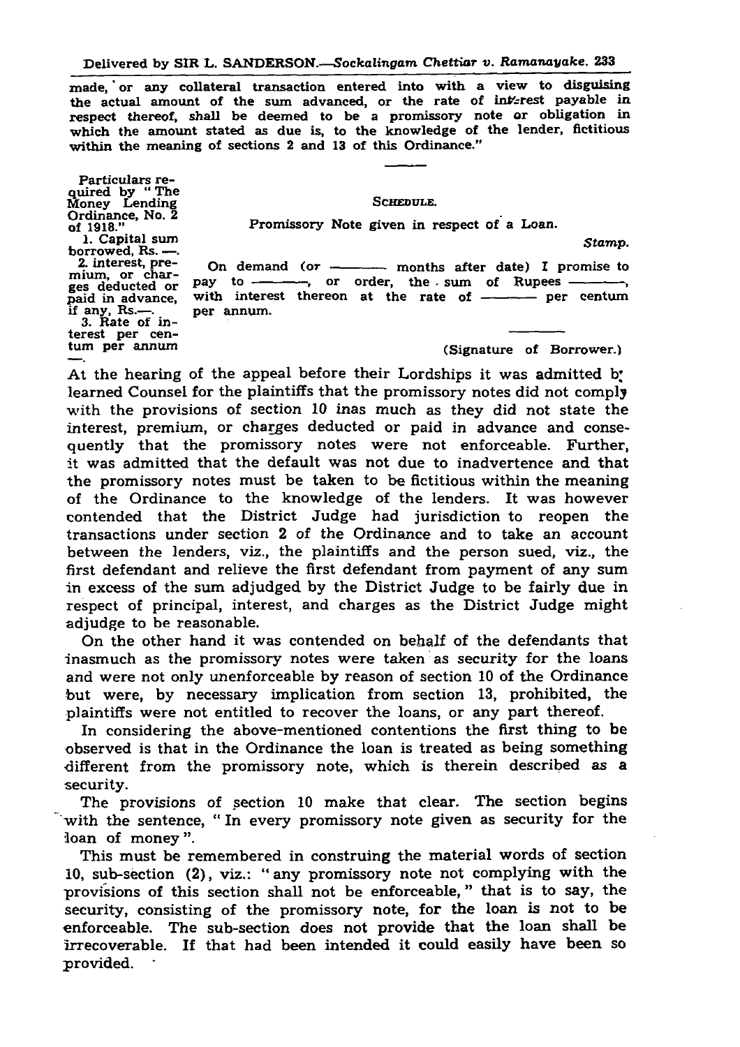made, or any collateral transaction entered into with a view to disguising the actual amount of the sum advanced, or the rate of interest payable in respect thereof, shall be deemed to be a promissory note or obligation in which the amount stated as due is, to the knowledge of the lender, fictitious within the meaning of sections 2 and 13 of this Ordinance."

---

SCHEDULE.

Promissory Note given in respect of a Loan.

Particulars required by "The Money Lending Ordinance, No. 2 of 1918."
1. Capital sum borrowed, Rs. —.
2. interest, premium, or charges deducted or paid in advance, if any, Rs.—.
3. Rate of interest per centum per annum —.

*Stamp.*

On demand (or ——— months after date) I promise to pay to ———, or order, the sum of Rupees ———, with interest thereon at the rate of ——— per centum per annum.

———

(Signature of Borrower.)

At the hearing of the appeal before their Lordships it was admitted by learned Counsel for the plaintiffs that the promissory notes did not comply with the provisions of section 10 inas much as they did not state the interest, premium, or charges deducted or paid in advance and consequently that the promissory notes were not enforceable. Further, it was admitted that the default was not due to inadvertence and that the promissory notes must be taken to be fictitious within the meaning of the Ordinance to the knowledge of the lenders. It was however contended that the District Judge had jurisdiction to reopen the transactions under section 2 of the Ordinance and to take an account between the lenders, viz., the plaintiffs and the person sued, viz., the first defendant and relieve the first defendant from payment of any sum in excess of the sum adjudged by the District Judge to be fairly due in respect of principal, interest, and charges as the District Judge might adjudge to be reasonable.

On the other hand it was contended on behalf of the defendants that inasmuch as the promissory notes were taken as security for the loans and were not only unenforceable by reason of section 10 of the Ordinance but were, by necessary implication from section 13, prohibited, the plaintiffs were not entitled to recover the loans, or any part thereof.

In considering the above-mentioned contentions the first thing to be observed is that in the Ordinance the loan is treated as being something different from the promissory note, which is therein described as a security.

The provisions of section 10 make that clear. The section begins with the sentence, "In every promissory note given as security for the loan of money".

This must be remembered in construing the material words of section 10, sub-section (2), viz.: "any promissory note not complying with the provisions of this section shall not be enforceable," that is to say, the security, consisting of the promissory note, for the loan is not to be enforceable. The sub-section does not provide that the loan shall be irrecoverable. If that had been intended it could easily have been so provided.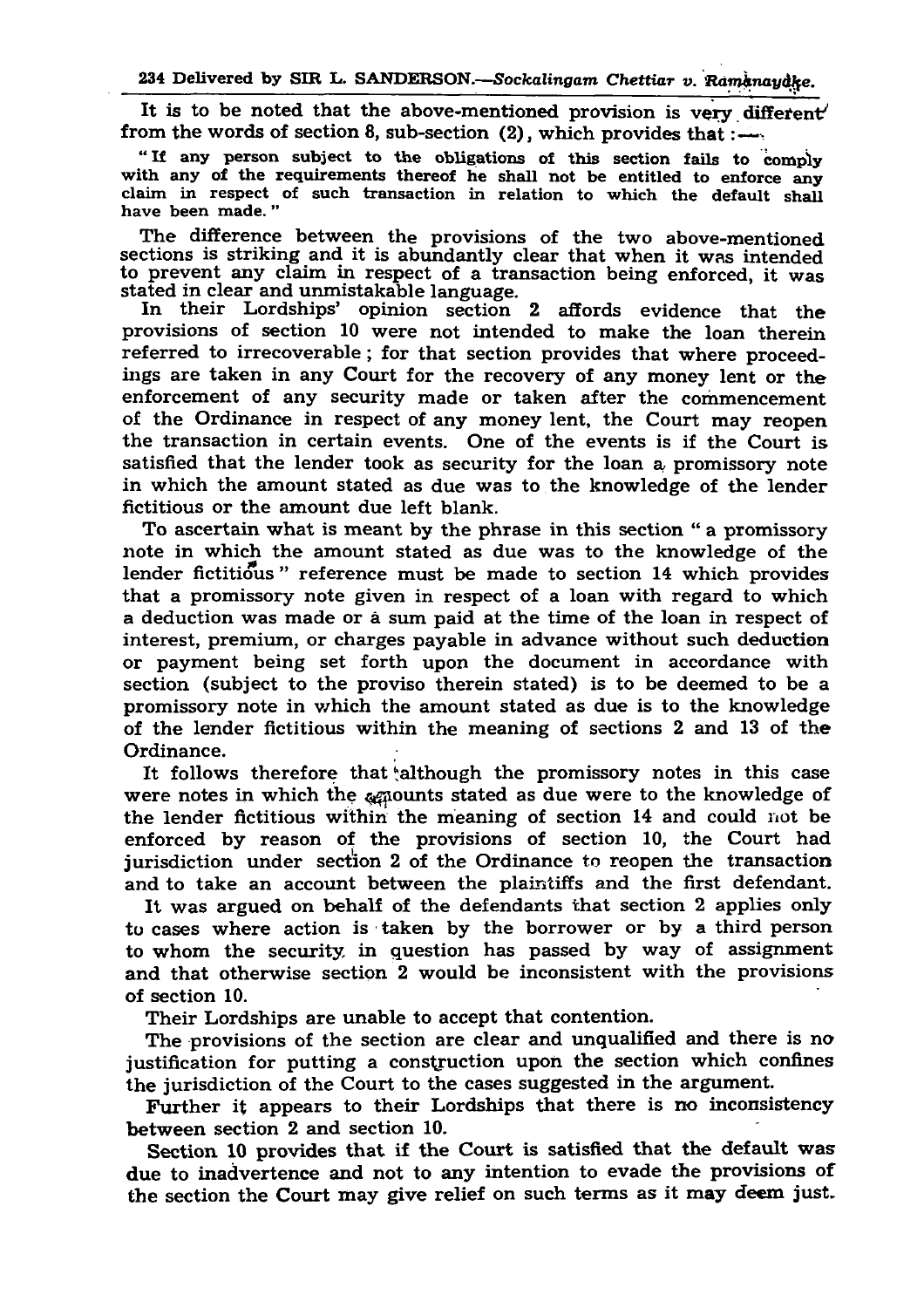It is to be noted that the above-mentioned provision is very different from the words of section 8, sub-section (2), which provides that :—

> "If any person subject to the obligations of this section fails to comply with any of the requirements thereof he shall not be entitled to enforce any claim in respect of such transaction in relation to which the default shall have been made."

The difference between the provisions of the two above-mentioned sections is striking and it is abundantly clear that when it was intended to prevent any claim in respect of a transaction being enforced, it was stated in clear and unmistakable language.

In their Lordships' opinion section 2 affords evidence that the provisions of section 10 were not intended to make the loan therein referred to irrecoverable; for that section provides that where proceedings are taken in any Court for the recovery of any money lent or the enforcement of any security made or taken after the commencement of the Ordinance in respect of any money lent, the Court may reopen the transaction in certain events. One of the events is if the Court is satisfied that the lender took as security for the loan a promissory note in which the amount stated as due was to the knowledge of the lender fictitious or the amount due left blank.

To ascertain what is meant by the phrase in this section "a promissory note in which the amount stated as due was to the knowledge of the lender fictitious" reference must be made to section 14 which provides that a promissory note given in respect of a loan with regard to which a deduction was made or a sum paid at the time of the loan in respect of interest, premium, or charges payable in advance without such deduction or payment being set forth upon the document in accordance with section (subject to the proviso therein stated) is to be deemed to be a promissory note in which the amount stated as due is to the knowledge of the lender fictitious within the meaning of sections 2 and 13 of the Ordinance.

It follows therefore that although the promissory notes in this case were notes in which the amounts stated as due were to the knowledge of the lender fictitious within the meaning of section 14 and could not be enforced by reason of the provisions of section 10, the Court had jurisdiction under section 2 of the Ordinance to reopen the transaction and to take an account between the plaintiffs and the first defendant.

It was argued on behalf of the defendants that section 2 applies only to cases where action is taken by the borrower or by a third person to whom the security in question has passed by way of assignment and that otherwise section 2 would be inconsistent with the provisions of section 10.

Their Lordships are unable to accept that contention.

The provisions of the section are clear and unqualified and there is no justification for putting a construction upon the section which confines the jurisdiction of the Court to the cases suggested in the argument.

Further it appears to their Lordships that there is no inconsistency between section 2 and section 10.

Section 10 provides that if the Court is satisfied that the default was due to inadvertence and not to any intention to evade the provisions of the section the Court may give relief on such terms as it may deem just.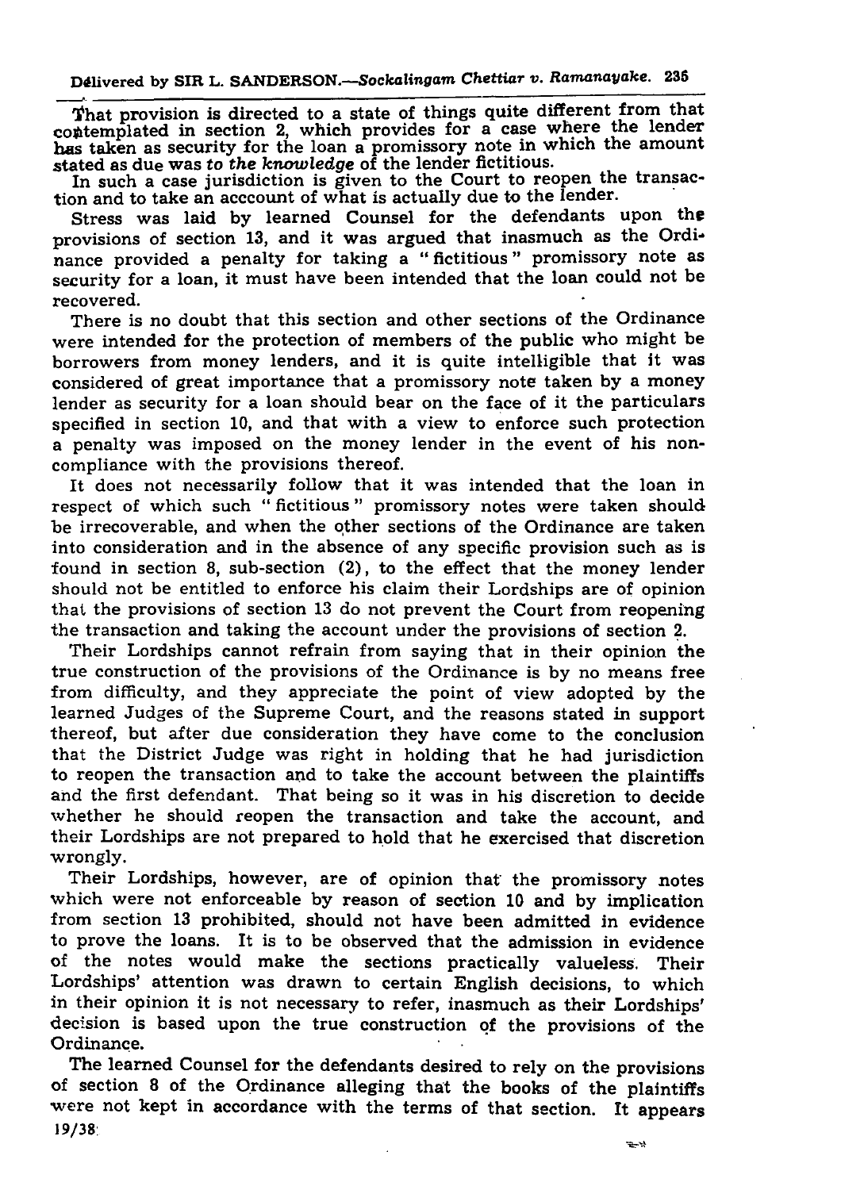That provision is directed to a state of things quite different from that contemplated in section 2, which provides for a case where the lender has taken as security for the loan a promissory note in which the amount stated as due was *to the knowledge* of the lender fictitious.

In such a case jurisdiction is given to the Court to reopen the transaction and to take an acccount of what is actually due to the lender.

Stress was laid by learned Counsel for the defendants upon the provisions of section 13, and it was argued that inasmuch as the Ordinance provided a penalty for taking a "fictitious" promissory note as security for a loan, it must have been intended that the loan could not be recovered.

There is no doubt that this section and other sections of the Ordinance were intended for the protection of members of the public who might be borrowers from money lenders, and it is quite intelligible that it was considered of great importance that a promissory note taken by a money lender as security for a loan should bear on the face of it the particulars specified in section 10, and that with a view to enforce such protection a penalty was imposed on the money lender in the event of his non-compliance with the provisions thereof.

It does not necessarily follow that it was intended that the loan in respect of which such "fictitious" promissory notes were taken should be irrecoverable, and when the other sections of the Ordinance are taken into consideration and in the absence of any specific provision such as is found in section 8, sub-section (2), to the effect that the money lender should not be entitled to enforce his claim their Lordships are of opinion that the provisions of section 13 do not prevent the Court from reopening the transaction and taking the account under the provisions of section 2.

Their Lordships cannot refrain from saying that in their opinion the true construction of the provisions of the Ordinance is by no means free from difficulty, and they appreciate the point of view adopted by the learned Judges of the Supreme Court, and the reasons stated in support thereof, but after due consideration they have come to the conclusion that the District Judge was right in holding that he had jurisdiction to reopen the transaction and to take the account between the plaintiffs and the first defendant. That being so it was in his discretion to decide whether he should reopen the transaction and take the account, and their Lordships are not prepared to hold that he exercised that discretion wrongly.

Their Lordships, however, are of opinion that the promissory notes which were not enforceable by reason of section 10 and by implication from section 13 prohibited, should not have been admitted in evidence to prove the loans. It is to be observed that the admission in evidence of the notes would make the sections practically valueless. Their Lordships' attention was drawn to certain English decisions, to which in their opinion it is not necessary to refer, inasmuch as their Lordships' decision is based upon the true construction of the provisions of the Ordinance.

The learned Counsel for the defendants desired to rely on the provisions of section 8 of the Ordinance alleging that the books of the plaintiffs were not kept in accordance with the terms of that section. It appears

19/38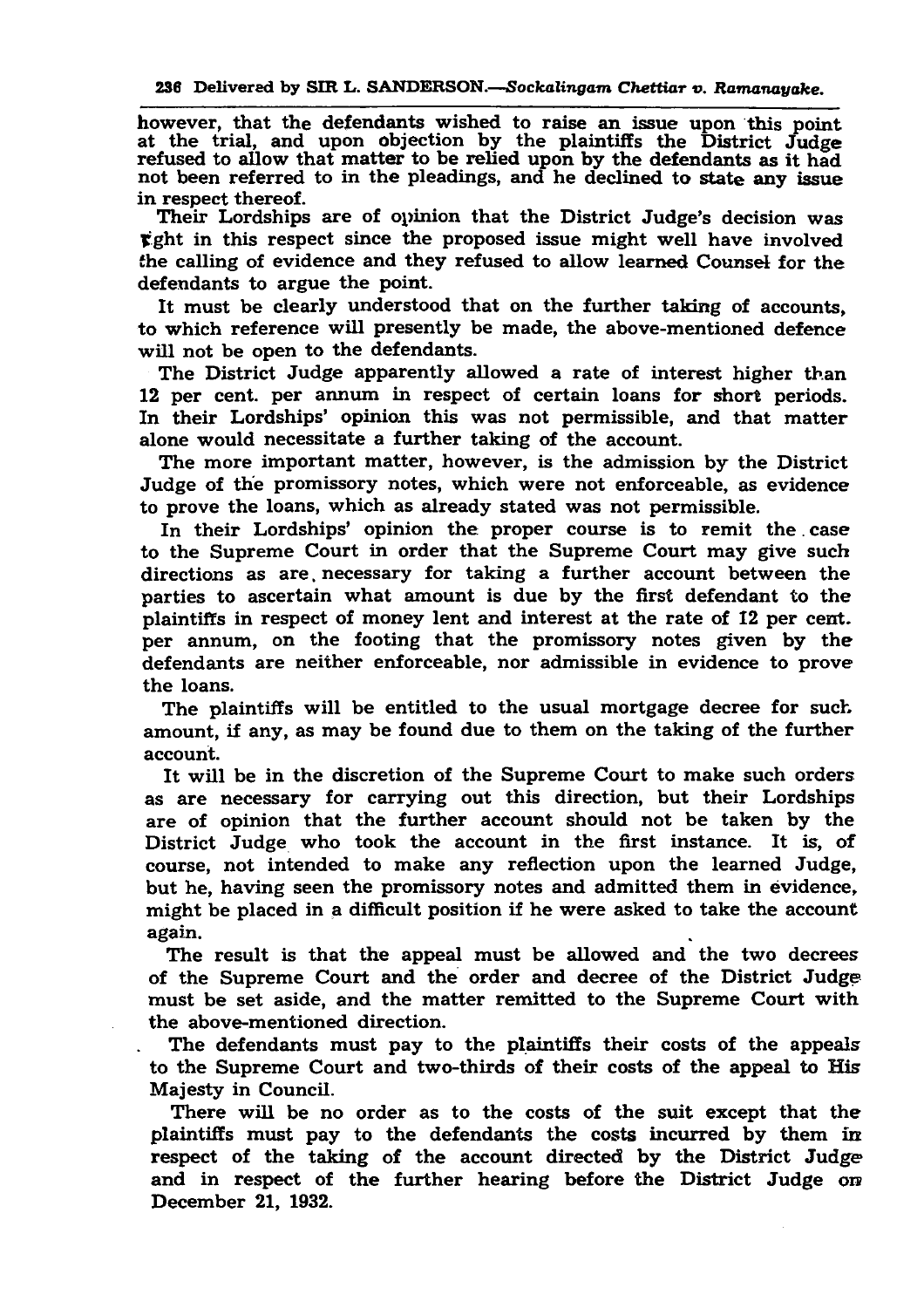however, that the defendants wished to raise an issue upon this point at the trial, and upon objection by the plaintiffs the District Judge refused to allow that matter to be relied upon by the defendants as it had not been referred to in the pleadings, and he declined to state any issue in respect thereof.

Their Lordships are of opinion that the District Judge's decision was right in this respect since the proposed issue might well have involved the calling of evidence and they refused to allow learned Counsel for the defendants to argue the point.

It must be clearly understood that on the further taking of accounts, to which reference will presently be made, the above-mentioned defence will not be open to the defendants.

The District Judge apparently allowed a rate of interest higher than 12 per cent. per annum in respect of certain loans for short periods. In their Lordships' opinion this was not permissible, and that matter alone would necessitate a further taking of the account.

The more important matter, however, is the admission by the District Judge of the promissory notes, which were not enforceable, as evidence to prove the loans, which as already stated was not permissible.

In their Lordships' opinion the proper course is to remit the case to the Supreme Court in order that the Supreme Court may give such directions as are necessary for taking a further account between the parties to ascertain what amount is due by the first defendant to the plaintiffs in respect of money lent and interest at the rate of 12 per cent. per annum, on the footing that the promissory notes given by the defendants are neither enforceable, nor admissible in evidence to prove the loans.

The plaintiffs will be entitled to the usual mortgage decree for such amount, if any, as may be found due to them on the taking of the further account.

It will be in the discretion of the Supreme Court to make such orders as are necessary for carrying out this direction, but their Lordships are of opinion that the further account should not be taken by the District Judge who took the account in the first instance. It is, of course, not intended to make any reflection upon the learned Judge, but he, having seen the promissory notes and admitted them in evidence, might be placed in a difficult position if he were asked to take the account again.

The result is that the appeal must be allowed and the two decrees of the Supreme Court and the order and decree of the District Judge must be set aside, and the matter remitted to the Supreme Court with the above-mentioned direction.

The defendants must pay to the plaintiffs their costs of the appeals to the Supreme Court and two-thirds of their costs of the appeal to His Majesty in Council.

There will be no order as to the costs of the suit except that the plaintiffs must pay to the defendants the costs incurred by them in respect of the taking of the account directed by the District Judge and in respect of the further hearing before the District Judge on December 21, 1932.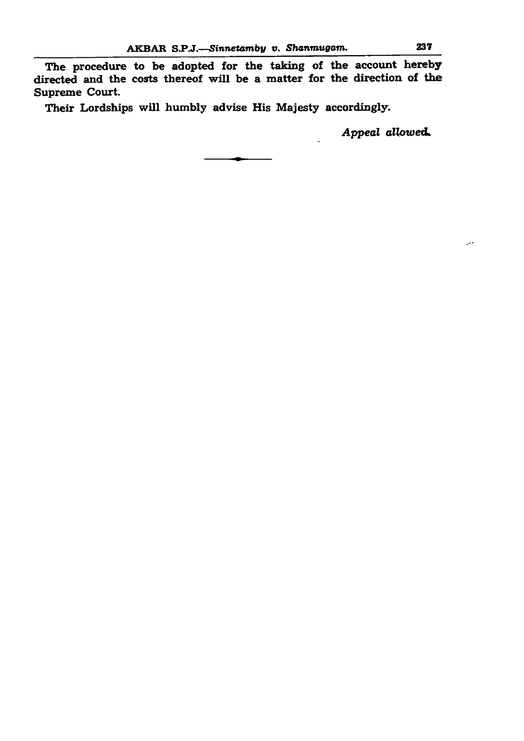The procedure to be adopted for the taking of the account hereby directed and the costs thereof will be a matter for the direction of the Supreme Court.

Their Lordships will humbly advise His Majesty accordingly.

*Appeal allowed.*